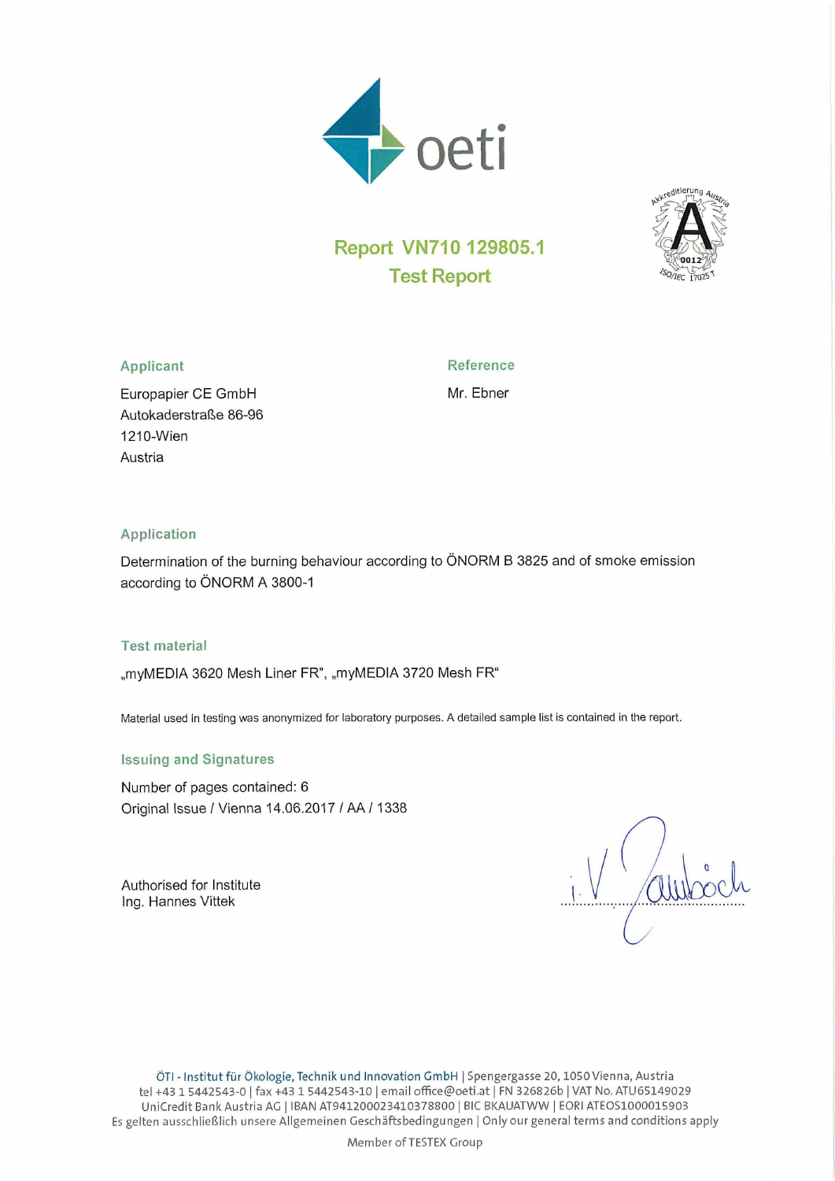oeti

# Report VN710 129805.1
## Test Report

### Applicant

Europapier CE GmbH
Autokaderstraße 86-96
1210-Wien
Austria

### Reference

Mr. Ebner

### Application

Determination of the burning behaviour according to ÖNORM B 3825 and of smoke emission according to ÖNORM A 3800-1

### Test material

„myMEDIA 3620 Mesh Liner FR", „myMEDIA 3720 Mesh FR"

Material used in testing was anonymized for laboratory purposes. A detailed sample list is contained in the report.

### Issuing and Signatures

Number of pages contained: 6
Original Issue / Vienna 14.06.2017 / AA / 1338

Authorised for Institute
Ing. Hannes Vittek

i. V. Zaubach

ÖTI - Institut für Ökologie, Technik und Innovation GmbH | Spengergasse 20, 1050 Vienna, Austria
tel +43 1 5442543-0 | fax +43 1 5442543-10 | email office@oeti.at | FN 326826b | VAT No. ATU65149029
UniCredit Bank Austria AG | IBAN AT941200023410378800 | BIC BKAUATWW | EORI ATEOS1000015903
Es gelten ausschließlich unsere Allgemeinen Geschäftsbedingungen | Only our general terms and conditions apply

Member of TESTEX Group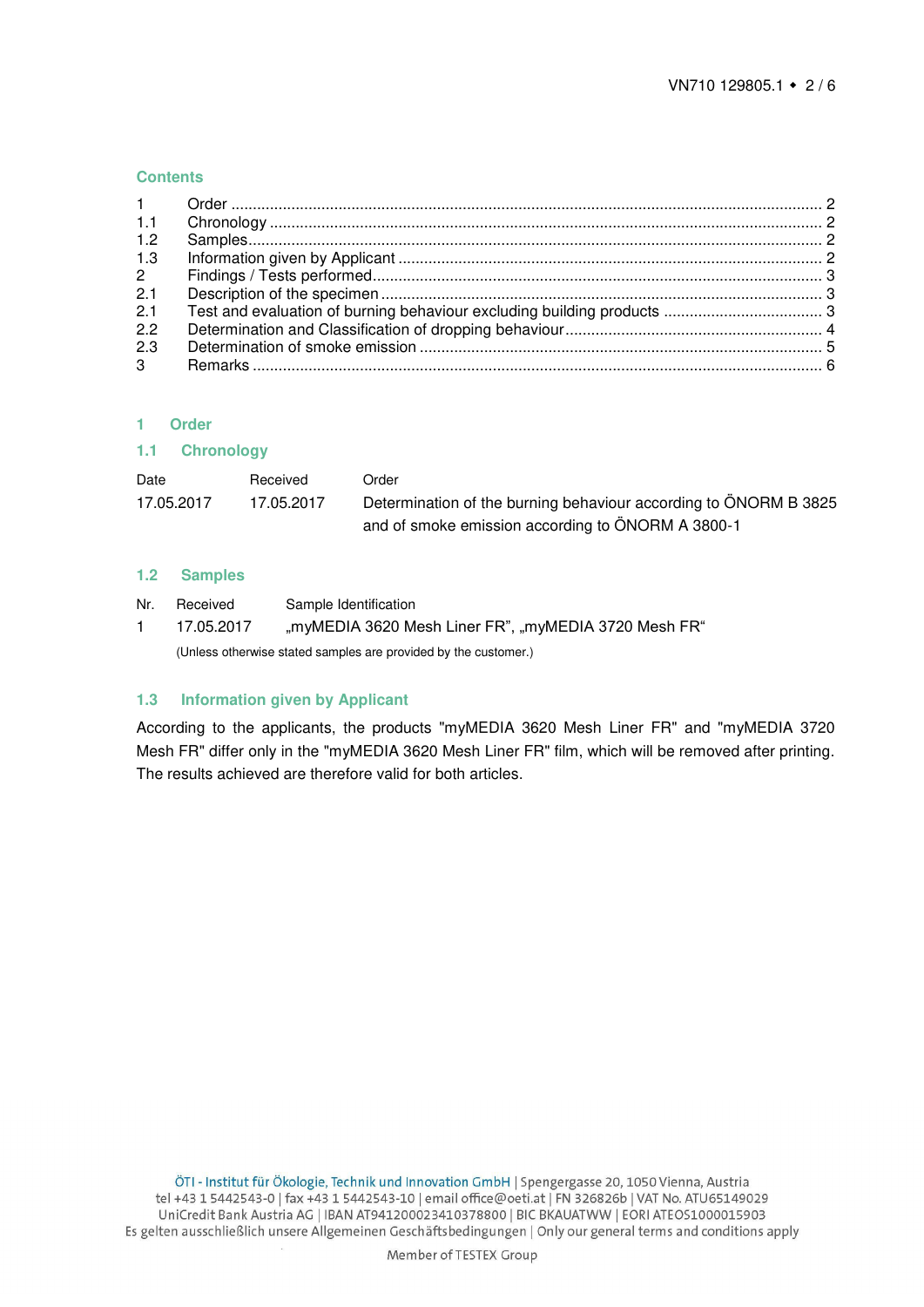## Contents

| | | |
|---|---|---|
| 1 | Order | 2 |
| 1.1 | Chronology | 2 |
| 1.2 | Samples | 2 |
| 1.3 | Information given by Applicant | 2 |
| 2 | Findings / Tests performed | 3 |
| 2.1 | Description of the specimen | 3 |
| 2.1 | Test and evaluation of burning behaviour excluding building products | 3 |
| 2.2 | Determination and Classification of dropping behaviour | 4 |
| 2.3 | Determination of smoke emission | 5 |
| 3 | Remarks | 6 |

# 1 Order

## 1.1 Chronology

| Date | Received | Order |
|---|---|---|
| 17.05.2017 | 17.05.2017 | Determination of the burning behaviour according to ÖNORM B 3825 and of smoke emission according to ÖNORM A 3800-1 |

## 1.2 Samples

| Nr. | Received | Sample Identification |
|---|---|---|
| 1 | 17.05.2017 | „myMEDIA 3620 Mesh Liner FR", „myMEDIA 3720 Mesh FR" |

(Unless otherwise stated samples are provided by the customer.)

## 1.3 Information given by Applicant

According to the applicants, the products "myMEDIA 3620 Mesh Liner FR" and "myMEDIA 3720 Mesh FR" differ only in the "myMEDIA 3620 Mesh Liner FR" film, which will be removed after printing. The results achieved are therefore valid for both articles.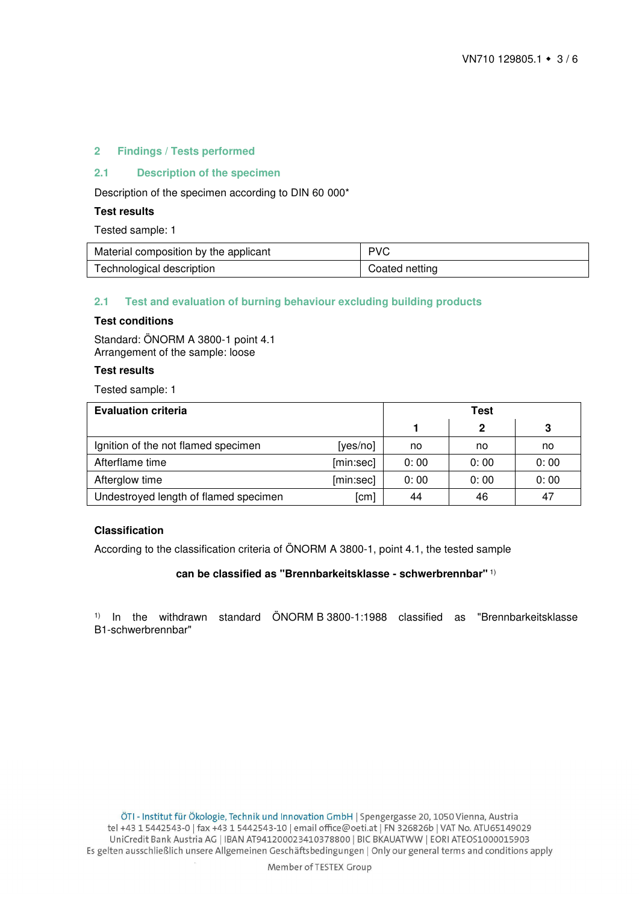## 2 Findings / Tests performed

### 2.1 Description of the specimen

Description of the specimen according to DIN 60 000*

**Test results**

Tested sample: 1

| Material composition by the applicant | PVC |
|---|---|
| Technological description | Coated netting |

### 2.1 Test and evaluation of burning behaviour excluding building products

**Test conditions**

Standard: ÖNORM A 3800-1 point 4.1
Arrangement of the sample: loose

**Test results**

Tested sample: 1

| Evaluation criteria | | Test | | |
|---|---|---|---|---|
| | | 1 | 2 | 3 |
| Ignition of the not flamed specimen | [yes/no] | no | no | no |
| Afterflame time | [min:sec] | 0: 00 | 0: 00 | 0: 00 |
| Afterglow time | [min:sec] | 0: 00 | 0: 00 | 0: 00 |
| Undestroyed length of flamed specimen | [cm] | 44 | 46 | 47 |

**Classification**

According to the classification criteria of ÖNORM A 3800-1, point 4.1, the tested sample

**can be classified as "Brennbarkeitsklasse - schwerbrennbar"** [1)]

[1)] In the withdrawn standard ÖNORM B 3800-1:1988 classified as "Brennbarkeitsklasse B1-schwerbrennbar"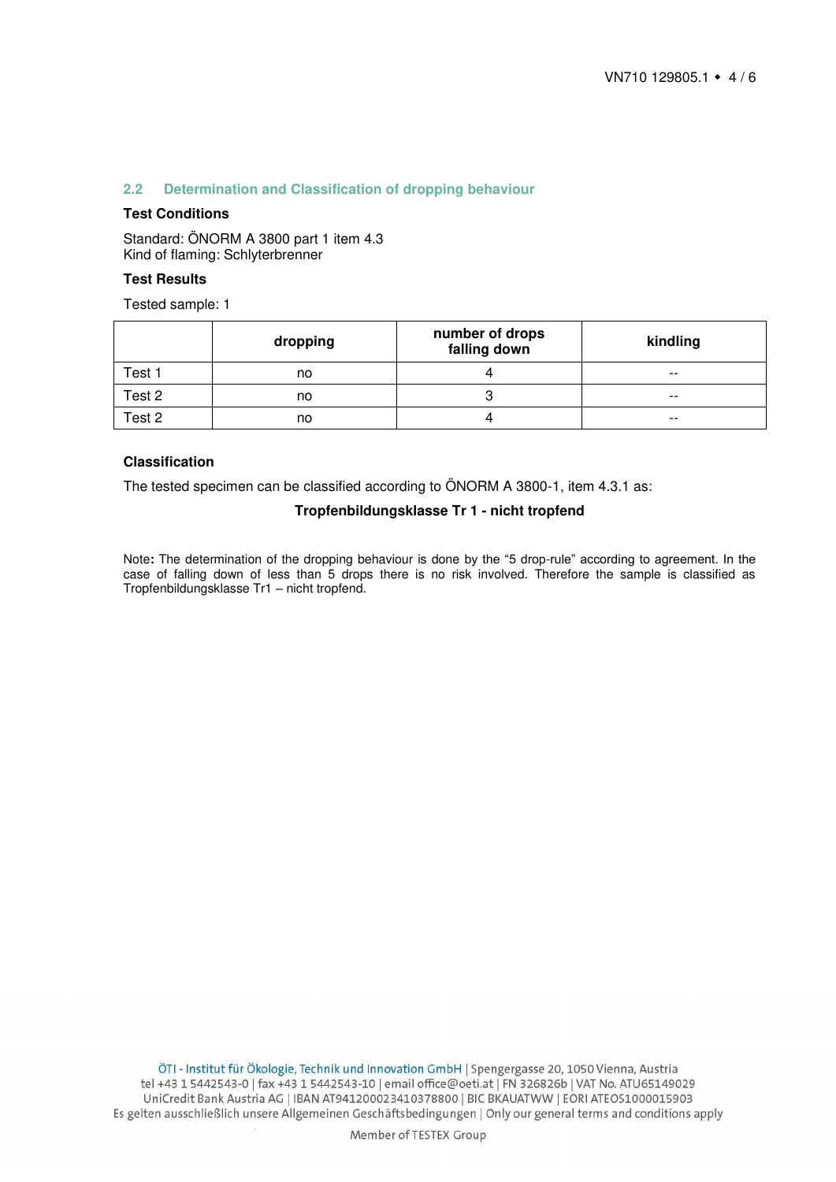## 2.2 Determination and Classification of dropping behaviour

**Test Conditions**

Standard: ÖNORM A 3800 part 1 item 4.3
Kind of flaming: Schlyterbrenner

**Test Results**

Tested sample: 1

| | dropping | number of drops falling down | kindling |
|---|---|---|---|
| Test 1 | no | 4 | -- |
| Test 2 | no | 3 | -- |
| Test 2 | no | 4 | -- |

**Classification**

The tested specimen can be classified according to ÖNORM A 3800-1, item 4.3.1 as:

**Tropfenbildungsklasse Tr 1 - nicht tropfend**

Note**:** The determination of the dropping behaviour is done by the "5 drop-rule" according to agreement. In the case of falling down of less than 5 drops there is no risk involved. Therefore the sample is classified as Tropfenbildungsklasse Tr1 – nicht tropfend.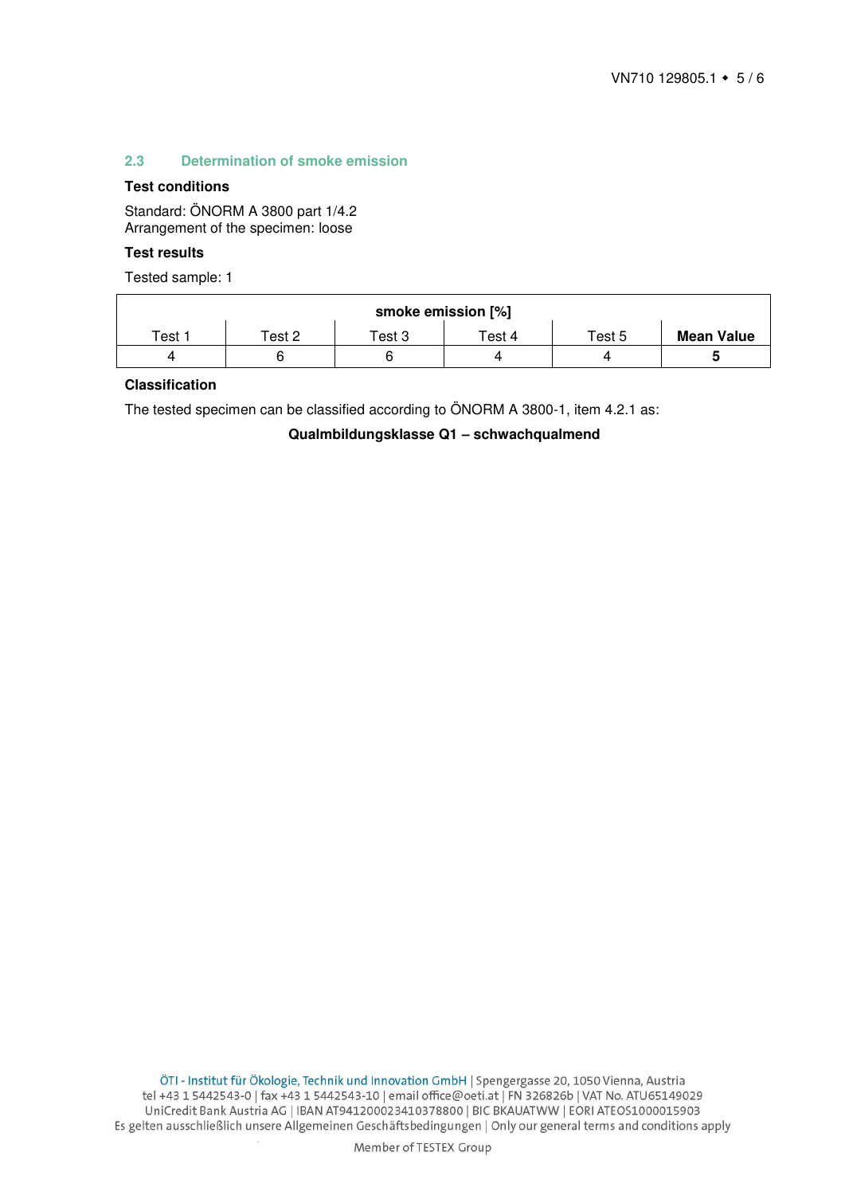## 2.3 Determination of smoke emission

**Test conditions**

Standard: ÖNORM A 3800 part 1/4.2
Arrangement of the specimen: loose

**Test results**

Tested sample: 1

| smoke emission [%] | | | | | |
|---|---|---|---|---|---|
| Test 1 | Test 2 | Test 3 | Test 4 | Test 5 | **Mean Value** |
| 4 | 6 | 6 | 4 | 4 | **5** |

**Classification**

The tested specimen can be classified according to ÖNORM A 3800-1, item 4.2.1 as:

**Qualmbildungsklasse Q1 – schwachqualmend**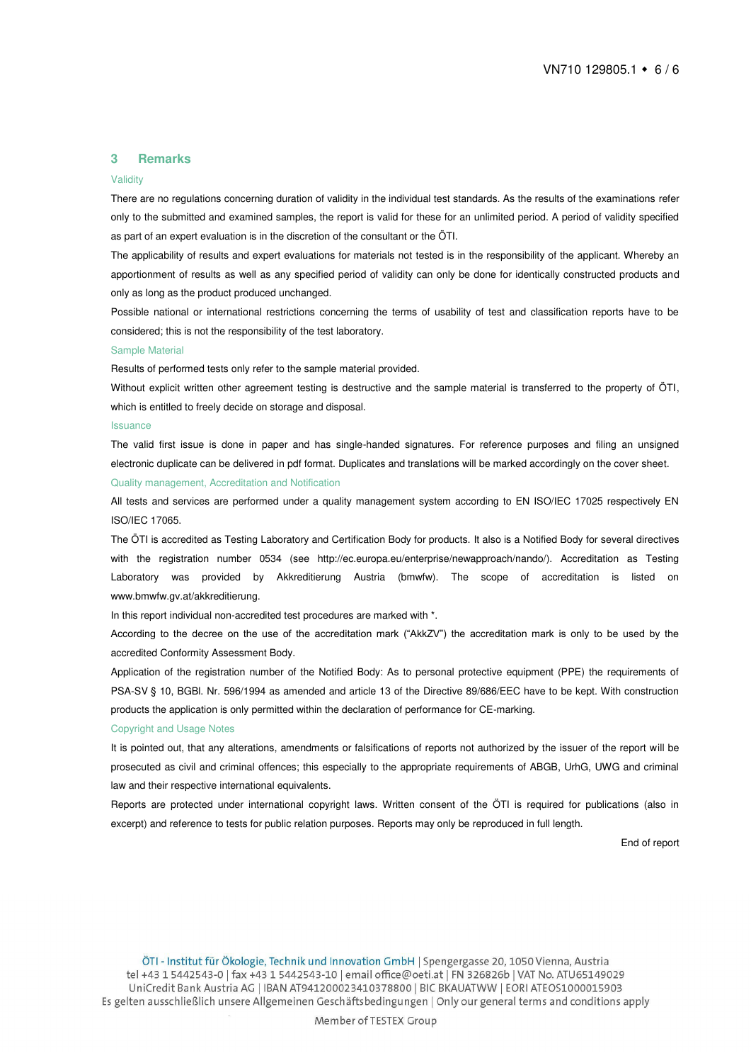## 3 Remarks

### Validity

There are no regulations concerning duration of validity in the individual test standards. As the results of the examinations refer only to the submitted and examined samples, the report is valid for these for an unlimited period. A period of validity specified as part of an expert evaluation is in the discretion of the consultant or the ÖTI.

The applicability of results and expert evaluations for materials not tested is in the responsibility of the applicant. Whereby an apportionment of results as well as any specified period of validity can only be done for identically constructed products and only as long as the product produced unchanged.

Possible national or international restrictions concerning the terms of usability of test and classification reports have to be considered; this is not the responsibility of the test laboratory.

### Sample Material

Results of performed tests only refer to the sample material provided.

Without explicit written other agreement testing is destructive and the sample material is transferred to the property of ÖTI, which is entitled to freely decide on storage and disposal.

### Issuance

The valid first issue is done in paper and has single-handed signatures. For reference purposes and filing an unsigned electronic duplicate can be delivered in pdf format. Duplicates and translations will be marked accordingly on the cover sheet.

### Quality management, Accreditation and Notification

All tests and services are performed under a quality management system according to EN ISO/IEC 17025 respectively EN ISO/IEC 17065.

The ÖTI is accredited as Testing Laboratory and Certification Body for products. It also is a Notified Body for several directives with the registration number 0534 (see http://ec.europa.eu/enterprise/newapproach/nando/). Accreditation as Testing Laboratory was provided by Akkreditierung Austria (bmwfw). The scope of accreditation is listed on www.bmwfw.gv.at/akkreditierung.

In this report individual non-accredited test procedures are marked with *.

According to the decree on the use of the accreditation mark ("AkkZV") the accreditation mark is only to be used by the accredited Conformity Assessment Body.

Application of the registration number of the Notified Body: As to personal protective equipment (PPE) the requirements of PSA-SV § 10, BGBl. Nr. 596/1994 as amended and article 13 of the Directive 89/686/EEC have to be kept. With construction products the application is only permitted within the declaration of performance for CE-marking.

### Copyright and Usage Notes

It is pointed out, that any alterations, amendments or falsifications of reports not authorized by the issuer of the report will be prosecuted as civil and criminal offences; this especially to the appropriate requirements of ABGB, UrhG, UWG and criminal law and their respective international equivalents.

Reports are protected under international copyright laws. Written consent of the ÖTI is required for publications (also in excerpt) and reference to tests for public relation purposes. Reports may only be reproduced in full length.

End of report

ÖTI - Institut für Ökologie, Technik und Innovation GmbH | Spengergasse 20, 1050 Vienna, Austria
tel +43 1 5442543-0 | fax +43 1 5442543-10 | email office@oeti.at | FN 326826b | VAT No. ATU65149029
UniCredit Bank Austria AG | IBAN AT941200023410378800 | BIC BKAUATWW | EORI ATEOS1000015903
Es gelten ausschließlich unsere Allgemeinen Geschäftsbedingungen | Only our general terms and conditions apply

Member of TESTEX Group